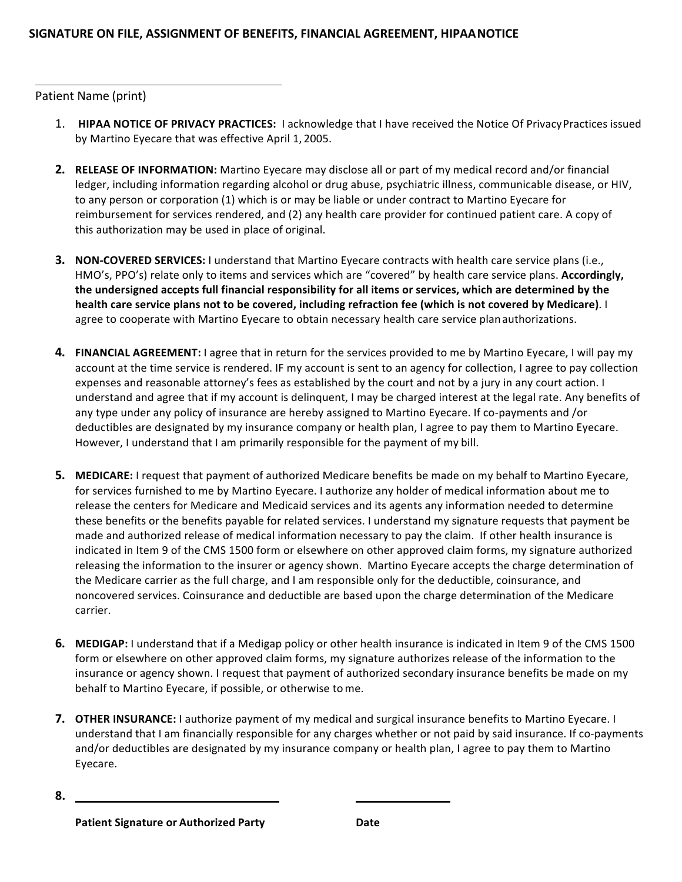## SIGNATURE ON FILE, ASSIGNMENT OF BENEFITS, FINANCIAL AGREEMENT, HIPAA NOTICE

______________________________________

Patient Name (print)

1. **HIPAA NOTICE OF PRIVACY PRACTICES:** I acknowledge that I have received the Notice Of Privacy Practices issued by Martino Eyecare that was effective April 1, 2005.

2. **RELEASE OF INFORMATION:** Martino Eyecare may disclose all or part of my medical record and/or financial ledger, including information regarding alcohol or drug abuse, psychiatric illness, communicable disease, or HIV, to any person or corporation (1) which is or may be liable or under contract to Martino Eyecare for reimbursement for services rendered, and (2) any health care provider for continued patient care. A copy of this authorization may be used in place of original.

3. **NON-COVERED SERVICES:** I understand that Martino Eyecare contracts with health care service plans (i.e., HMO's, PPO's) relate only to items and services which are "covered" by health care service plans. **Accordingly, the undersigned accepts full financial responsibility for all items or services, which are determined by the health care service plans not to be covered, including refraction fee (which is not covered by Medicare)**. I agree to cooperate with Martino Eyecare to obtain necessary health care service plan authorizations.

4. **FINANCIAL AGREEMENT:** I agree that in return for the services provided to me by Martino Eyecare, I will pay my account at the time service is rendered. IF my account is sent to an agency for collection, I agree to pay collection expenses and reasonable attorney's fees as established by the court and not by a jury in any court action. I understand and agree that if my account is delinquent, I may be charged interest at the legal rate. Any benefits of any type under any policy of insurance are hereby assigned to Martino Eyecare. If co-payments and /or deductibles are designated by my insurance company or health plan, I agree to pay them to Martino Eyecare. However, I understand that I am primarily responsible for the payment of my bill.

5. **MEDICARE:** I request that payment of authorized Medicare benefits be made on my behalf to Martino Eyecare, for services furnished to me by Martino Eyecare. I authorize any holder of medical information about me to release the centers for Medicare and Medicaid services and its agents any information needed to determine these benefits or the benefits payable for related services. I understand my signature requests that payment be made and authorized release of medical information necessary to pay the claim. If other health insurance is indicated in Item 9 of the CMS 1500 form or elsewhere on other approved claim forms, my signature authorized releasing the information to the insurer or agency shown. Martino Eyecare accepts the charge determination of the Medicare carrier as the full charge, and I am responsible only for the deductible, coinsurance, and noncovered services. Coinsurance and deductible are based upon the charge determination of the Medicare carrier.

6. **MEDIGAP:** I understand that if a Medigap policy or other health insurance is indicated in Item 9 of the CMS 1500 form or elsewhere on other approved claim forms, my signature authorizes release of the information to the insurance or agency shown. I request that payment of authorized secondary insurance benefits be made on my behalf to Martino Eyecare, if possible, or otherwise to me.

7. **OTHER INSURANCE:** I authorize payment of my medical and surgical insurance benefits to Martino Eyecare. I understand that I am financially responsible for any charges whether or not paid by said insurance. If co-payments and/or deductibles are designated by my insurance company or health plan, I agree to pay them to Martino Eyecare.

8. ______________________________________ ____________________

   **Patient Signature or Authorized Party** **Date**